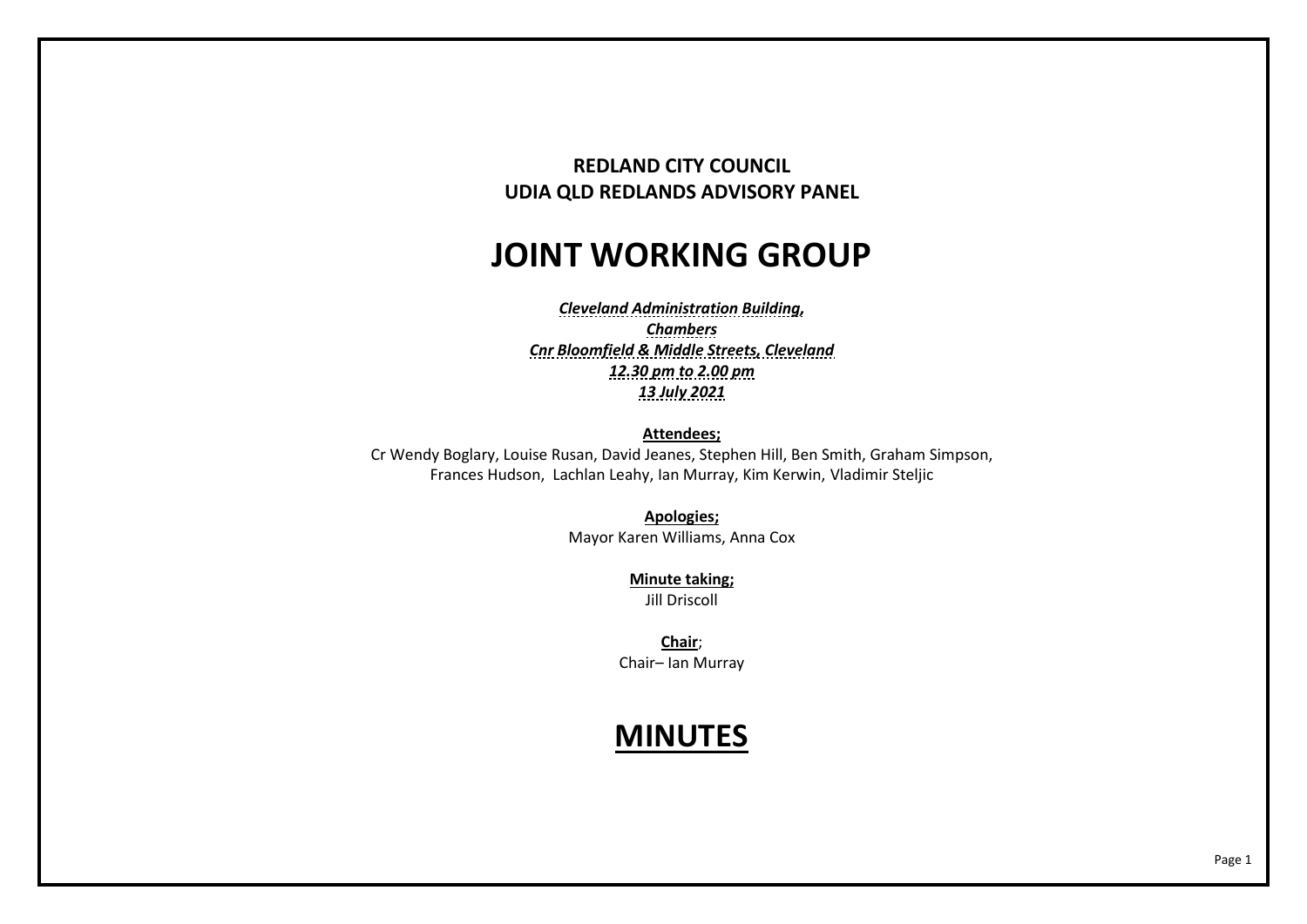**REDLAND CITY COUNCIL**
**UDIA QLD REDLANDS ADVISORY PANEL**

# JOINT WORKING GROUP

***Cleveland Administration Building,***
***Chambers***
***Cnr Bloomfield & Middle Streets, Cleveland***
***12.30 pm to 2.00 pm***
***13 July 2021***

**Attendees;**
Cr Wendy Boglary, Louise Rusan, David Jeanes, Stephen Hill, Ben Smith, Graham Simpson, Frances Hudson, Lachlan Leahy, Ian Murray, Kim Kerwin, Vladimir Steljic

**Apologies;**
Mayor Karen Williams, Anna Cox

**Minute taking;**
Jill Driscoll

**Chair**;
Chair– Ian Murray

# MINUTES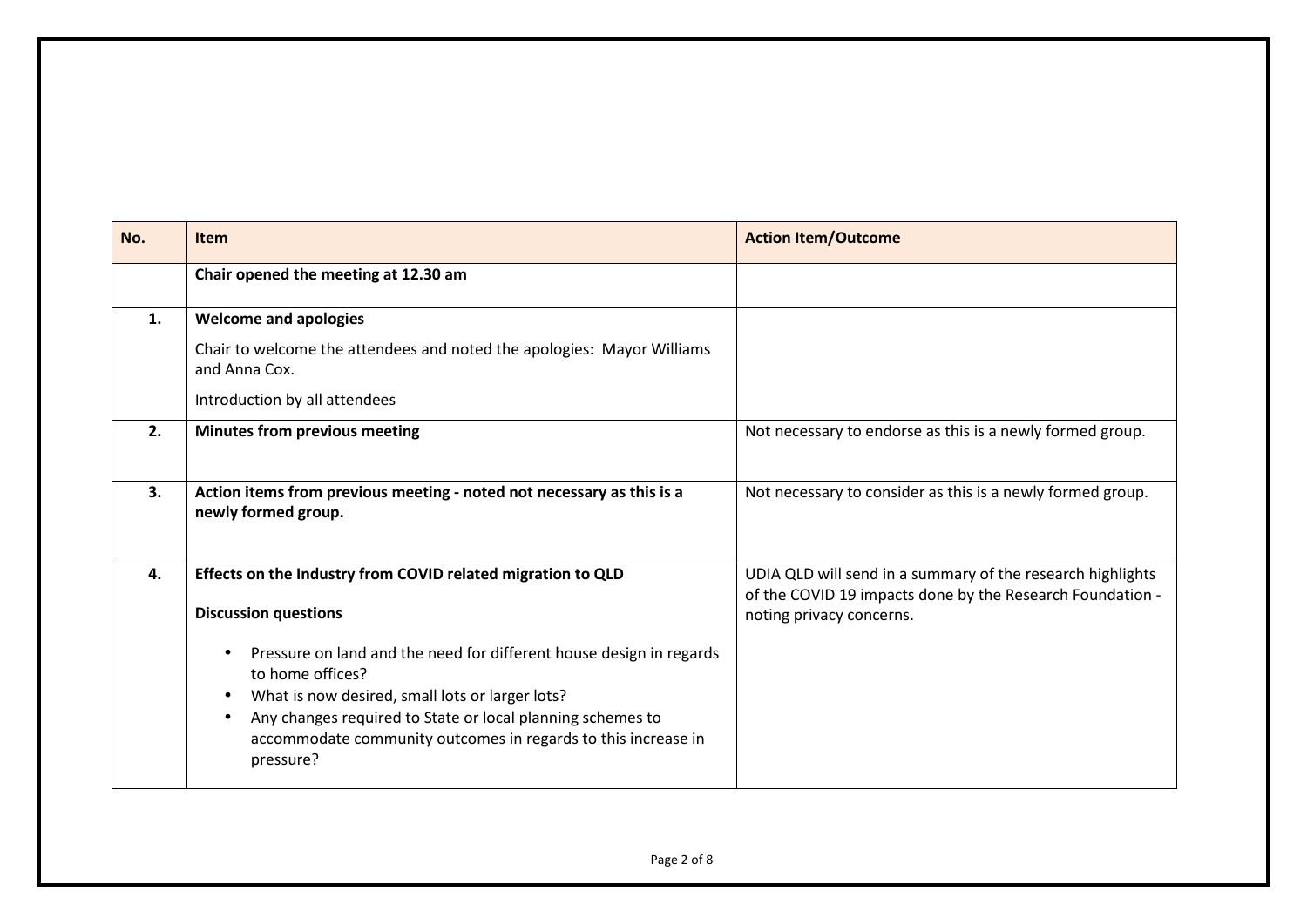| No. | Item | Action Item/Outcome |
|---|---|---|
| | **Chair opened the meeting at 12.30 am** | |
| **1.** | **Welcome and apologies**<br><br>Chair to welcome the attendees and noted the apologies: Mayor Williams and Anna Cox.<br><br>Introduction by all attendees | |
| **2.** | **Minutes from previous meeting** | Not necessary to endorse as this is a newly formed group. |
| **3.** | **Action items from previous meeting - noted not necessary as this is a newly formed group.** | Not necessary to consider as this is a newly formed group. |
| **4.** | **Effects on the Industry from COVID related migration to QLD**<br><br>**Discussion questions**<br><br>• Pressure on land and the need for different house design in regards to home offices?<br>• What is now desired, small lots or larger lots?<br>• Any changes required to State or local planning schemes to accommodate community outcomes in regards to this increase in pressure? | UDIA QLD will send in a summary of the research highlights of the COVID 19 impacts done by the Research Foundation - noting privacy concerns. |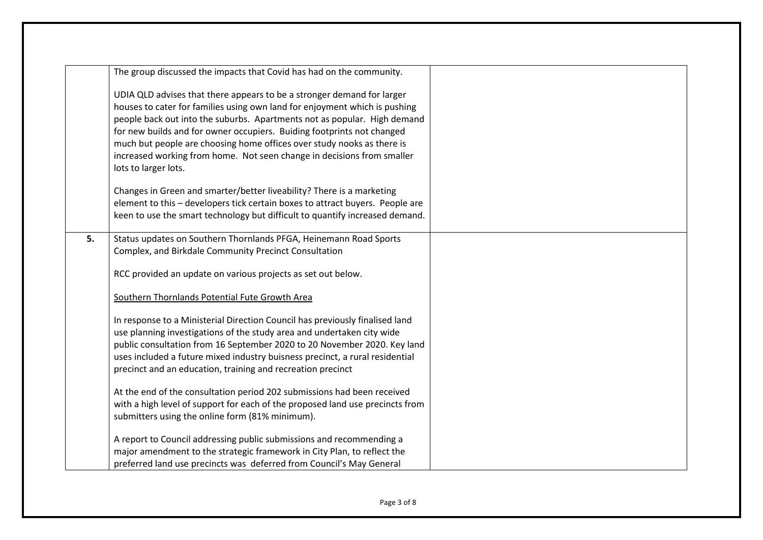| | | |
|---|---|---|
| | The group discussed the impacts that Covid has had on the community.<br><br>UDIA QLD advises that there appears to be a stronger demand for larger houses to cater for families using own land for enjoyment which is pushing people back out into the suburbs. Apartments not as popular. High demand for new builds and for owner occupiers. Buiding footprints not changed much but people are choosing home offices over study nooks as there is increased working from home. Not seen change in decisions from smaller lots to larger lots.<br><br>Changes in Green and smarter/better liveability? There is a marketing element to this – developers tick certain boxes to attract buyers. People are keen to use the smart technology but difficult to quantify increased demand. | |
| **5.** | Status updates on Southern Thornlands PFGA, Heinemann Road Sports Complex, and Birkdale Community Precinct Consultation<br><br>RCC provided an update on various projects as set out below.<br><br><u>Southern Thornlands Potential Fute Growth Area</u><br><br>In response to a Ministerial Direction Council has previously finalised land use planning investigations of the study area and undertaken city wide public consultation from 16 September 2020 to 20 November 2020. Key land uses included a future mixed industry buisness precinct, a rural residential precinct and an education, training and recreation precinct<br><br>At the end of the consultation period 202 submissions had been received with a high level of support for each of the proposed land use precincts from submitters using the online form (81% minimum).<br><br>A report to Council addressing public submissions and recommending a major amendment to the strategic framework in City Plan, to reflect the preferred land use precincts was deferred from Council's May General | |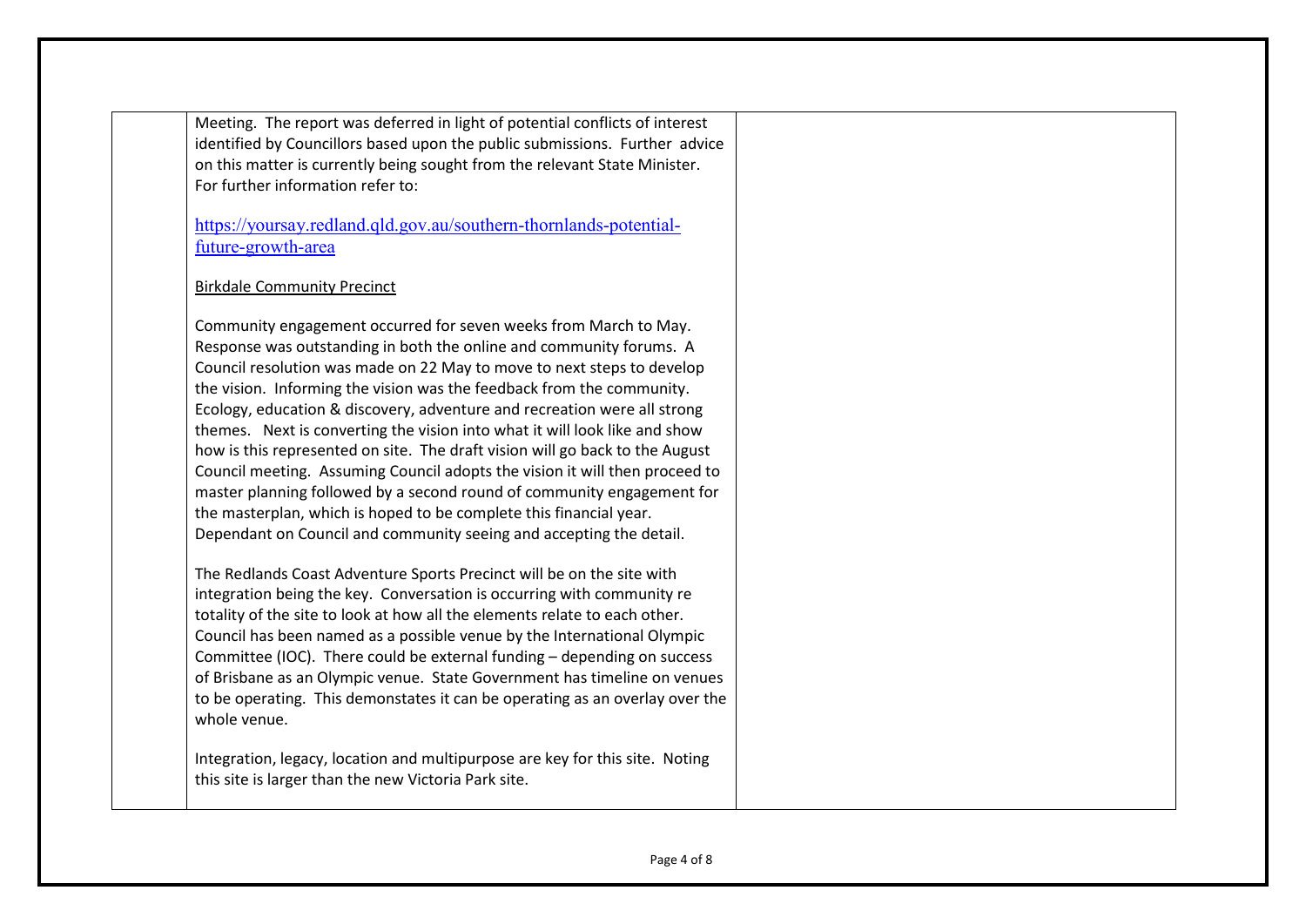| | | |
|---|---|---|
| | Meeting. The report was deferred in light of potential conflicts of interest identified by Councillors based upon the public submissions. Further advice on this matter is currently being sought from the relevant State Minister. For further information refer to:<br><br>https://yoursay.redland.qld.gov.au/southern-thornlands-potential-future-growth-area<br><br>Birkdale Community Precinct<br><br>Community engagement occurred for seven weeks from March to May. Response was outstanding in both the online and community forums. A Council resolution was made on 22 May to move to next steps to develop the vision. Informing the vision was the feedback from the community. Ecology, education & discovery, adventure and recreation were all strong themes. Next is converting the vision into what it will look like and show how is this represented on site. The draft vision will go back to the August Council meeting. Assuming Council adopts the vision it will then proceed to master planning followed by a second round of community engagement for the masterplan, which is hoped to be complete this financial year. Dependant on Council and community seeing and accepting the detail.<br><br>The Redlands Coast Adventure Sports Precinct will be on the site with integration being the key. Conversation is occurring with community re totality of the site to look at how all the elements relate to each other. Council has been named as a possible venue by the International Olympic Committee (IOC). There could be external funding – depending on success of Brisbane as an Olympic venue. State Government has timeline on venues to be operating. This demonstates it can be operating as an overlay over the whole venue.<br><br>Integration, legacy, location and multipurpose are key for this site. Noting this site is larger than the new Victoria Park site. | |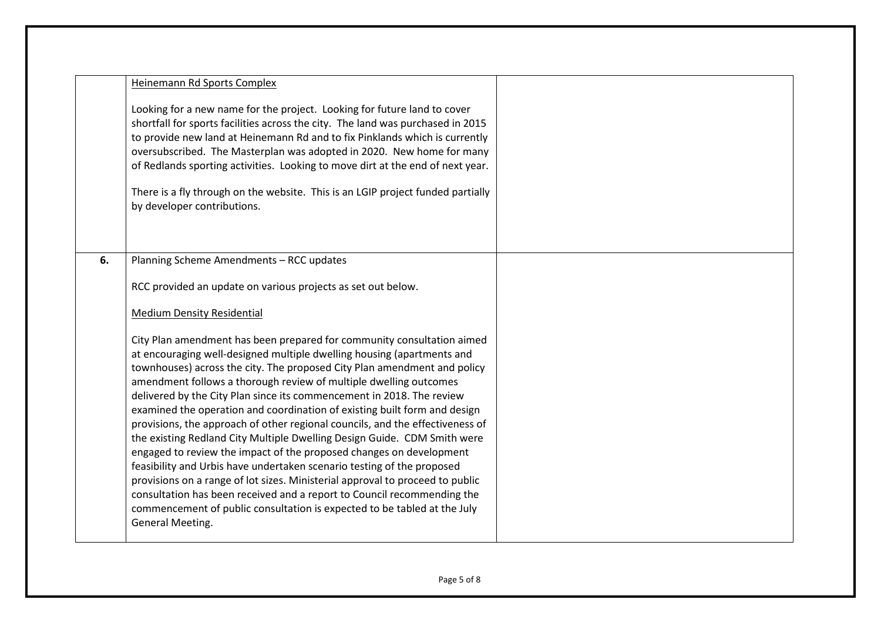| | | |
|---|---|---|
| | <u>Heinemann Rd Sports Complex</u><br><br>Looking for a new name for the project. Looking for future land to cover shortfall for sports facilities across the city. The land was purchased in 2015 to provide new land at Heinemann Rd and to fix Pinklands which is currently oversubscribed. The Masterplan was adopted in 2020. New home for many of Redlands sporting activities. Looking to move dirt at the end of next year.<br><br>There is a fly through on the website. This is an LGIP project funded partially by developer contributions. | |
| **6.** | Planning Scheme Amendments – RCC updates<br><br>RCC provided an update on various projects as set out below.<br><br><u>Medium Density Residential</u><br><br>City Plan amendment has been prepared for community consultation aimed at encouraging well-designed multiple dwelling housing (apartments and townhouses) across the city. The proposed City Plan amendment and policy amendment follows a thorough review of multiple dwelling outcomes delivered by the City Plan since its commencement in 2018. The review examined the operation and coordination of existing built form and design provisions, the approach of other regional councils, and the effectiveness of the existing Redland City Multiple Dwelling Design Guide. CDM Smith were engaged to review the impact of the proposed changes on development feasibility and Urbis have undertaken scenario testing of the proposed provisions on a range of lot sizes. Ministerial approval to proceed to public consultation has been received and a report to Council recommending the commencement of public consultation is expected to be tabled at the July General Meeting. | |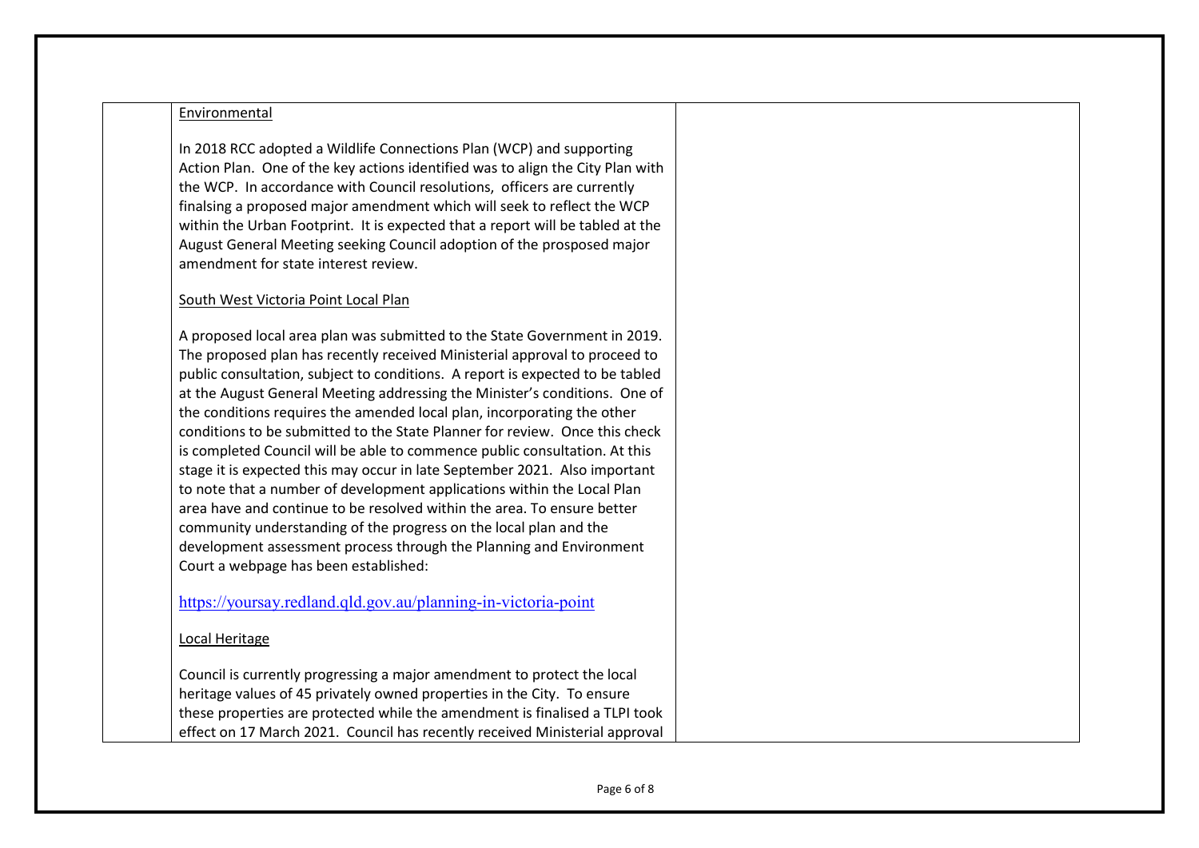| | | |
|---|---|---|
| | Environmental<br><br>In 2018 RCC adopted a Wildlife Connections Plan (WCP) and supporting Action Plan. One of the key actions identified was to align the City Plan with the WCP. In accordance with Council resolutions, officers are currently finalsing a proposed major amendment which will seek to reflect the WCP within the Urban Footprint. It is expected that a report will be tabled at the August General Meeting seeking Council adoption of the prosposed major amendment for state interest review.<br><br>South West Victoria Point Local Plan<br><br>A proposed local area plan was submitted to the State Government in 2019. The proposed plan has recently received Ministerial approval to proceed to public consultation, subject to conditions. A report is expected to be tabled at the August General Meeting addressing the Minister's conditions. One of the conditions requires the amended local plan, incorporating the other conditions to be submitted to the State Planner for review. Once this check is completed Council will be able to commence public consultation. At this stage it is expected this may occur in late September 2021. Also important to note that a number of development applications within the Local Plan area have and continue to be resolved within the area. To ensure better community understanding of the progress on the local plan and the development assessment process through the Planning and Environment Court a webpage has been established:<br><br>https://yoursay.redland.qld.gov.au/planning-in-victoria-point<br><br>Local Heritage<br><br>Council is currently progressing a major amendment to protect the local heritage values of 45 privately owned properties in the City. To ensure these properties are protected while the amendment is finalised a TLPI took effect on 17 March 2021. Council has recently received Ministerial approval | |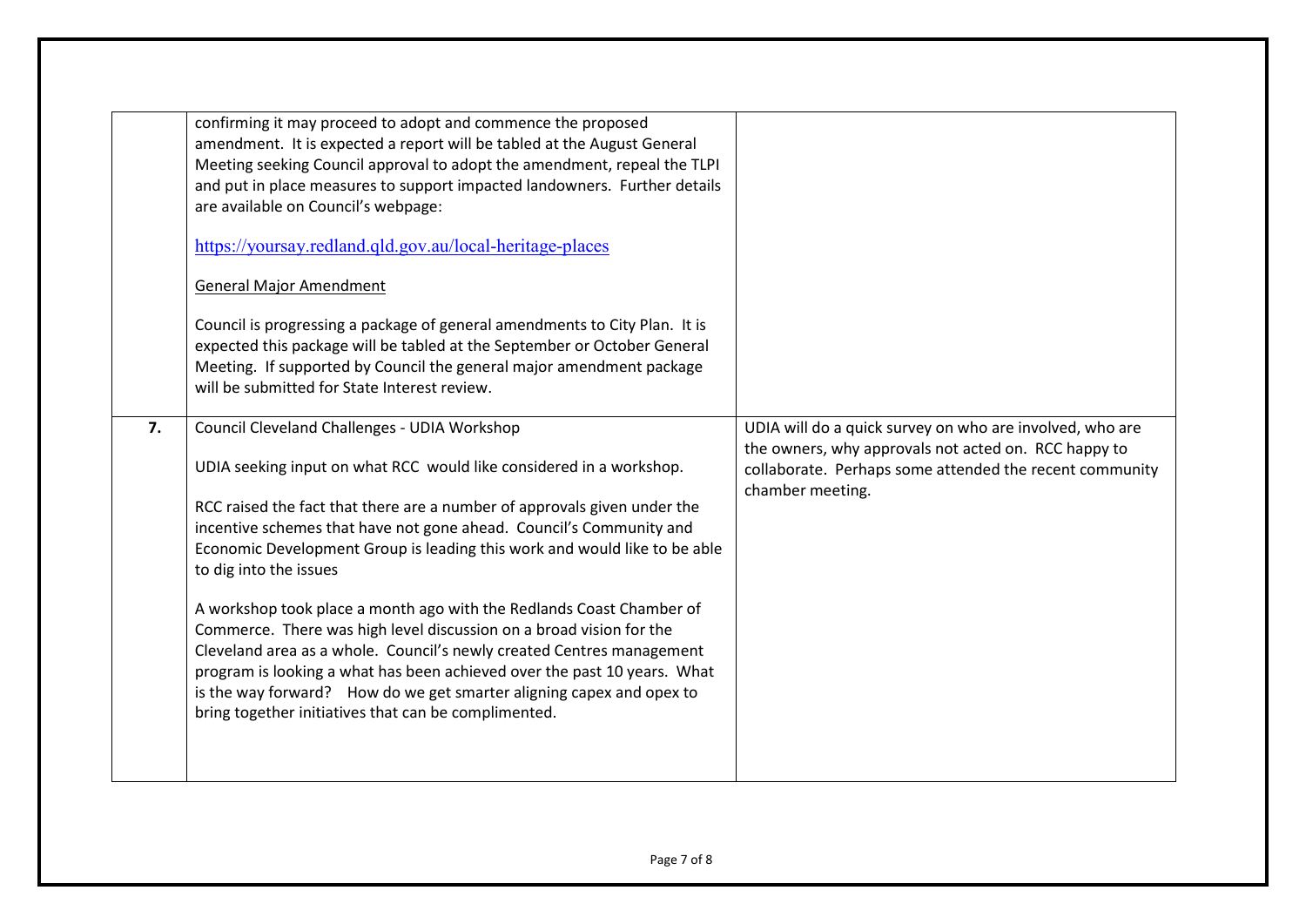| | | |
|---|---|---|
| | confirming it may proceed to adopt and commence the proposed amendment. It is expected a report will be tabled at the August General Meeting seeking Council approval to adopt the amendment, repeal the TLPI and put in place measures to support impacted landowners. Further details are available on Council's webpage:<br><br>https://yoursay.redland.qld.gov.au/local-heritage-places<br><br><u>General Major Amendment</u><br><br>Council is progressing a package of general amendments to City Plan. It is expected this package will be tabled at the September or October General Meeting. If supported by Council the general major amendment package will be submitted for State Interest review. | |
| **7.** | Council Cleveland Challenges - UDIA Workshop<br><br>UDIA seeking input on what RCC would like considered in a workshop.<br><br>RCC raised the fact that there are a number of approvals given under the incentive schemes that have not gone ahead. Council's Community and Economic Development Group is leading this work and would like to be able to dig into the issues<br><br>A workshop took place a month ago with the Redlands Coast Chamber of Commerce. There was high level discussion on a broad vision for the Cleveland area as a whole. Council's newly created Centres management program is looking a what has been achieved over the past 10 years. What is the way forward? How do we get smarter aligning capex and opex to bring together initiatives that can be complimented. | UDIA will do a quick survey on who are involved, who are the owners, why approvals not acted on. RCC happy to collaborate. Perhaps some attended the recent community chamber meeting. |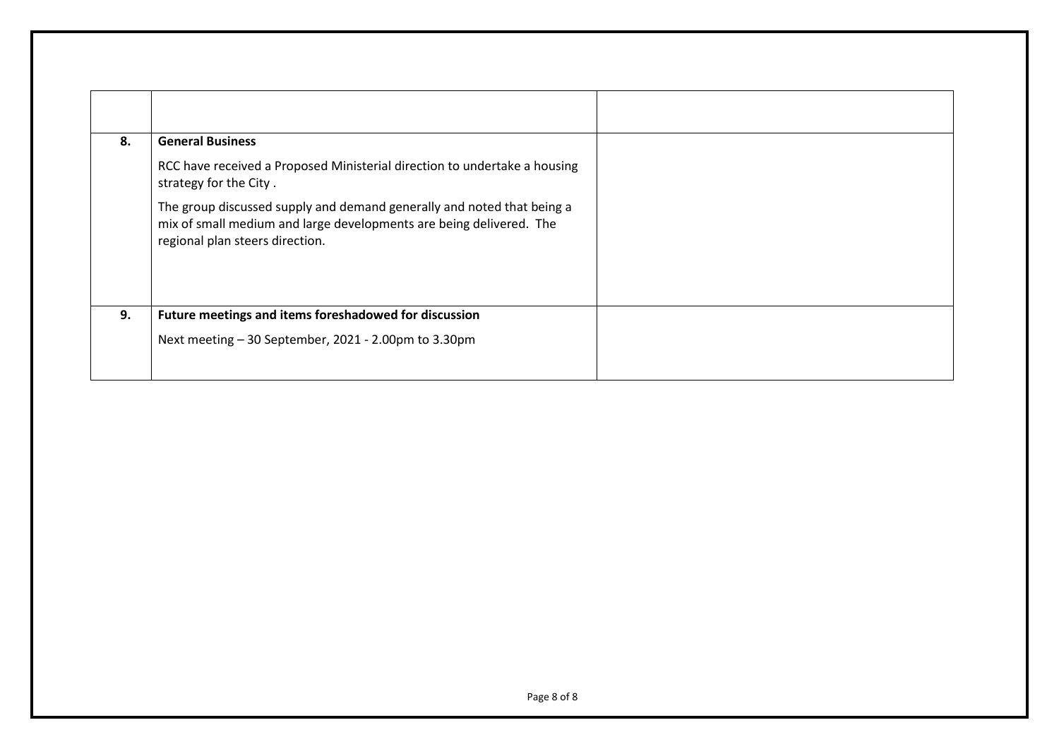| | | |
|---|---|---|
| | | |
| **8.** | **General Business**<br><br>RCC have received a Proposed Ministerial direction to undertake a housing strategy for the City .<br><br>The group discussed supply and demand generally and noted that being a mix of small medium and large developments are being delivered. The regional plan steers direction. | |
| **9.** | **Future meetings and items foreshadowed for discussion**<br><br>Next meeting – 30 September, 2021 - 2.00pm to 3.30pm | |